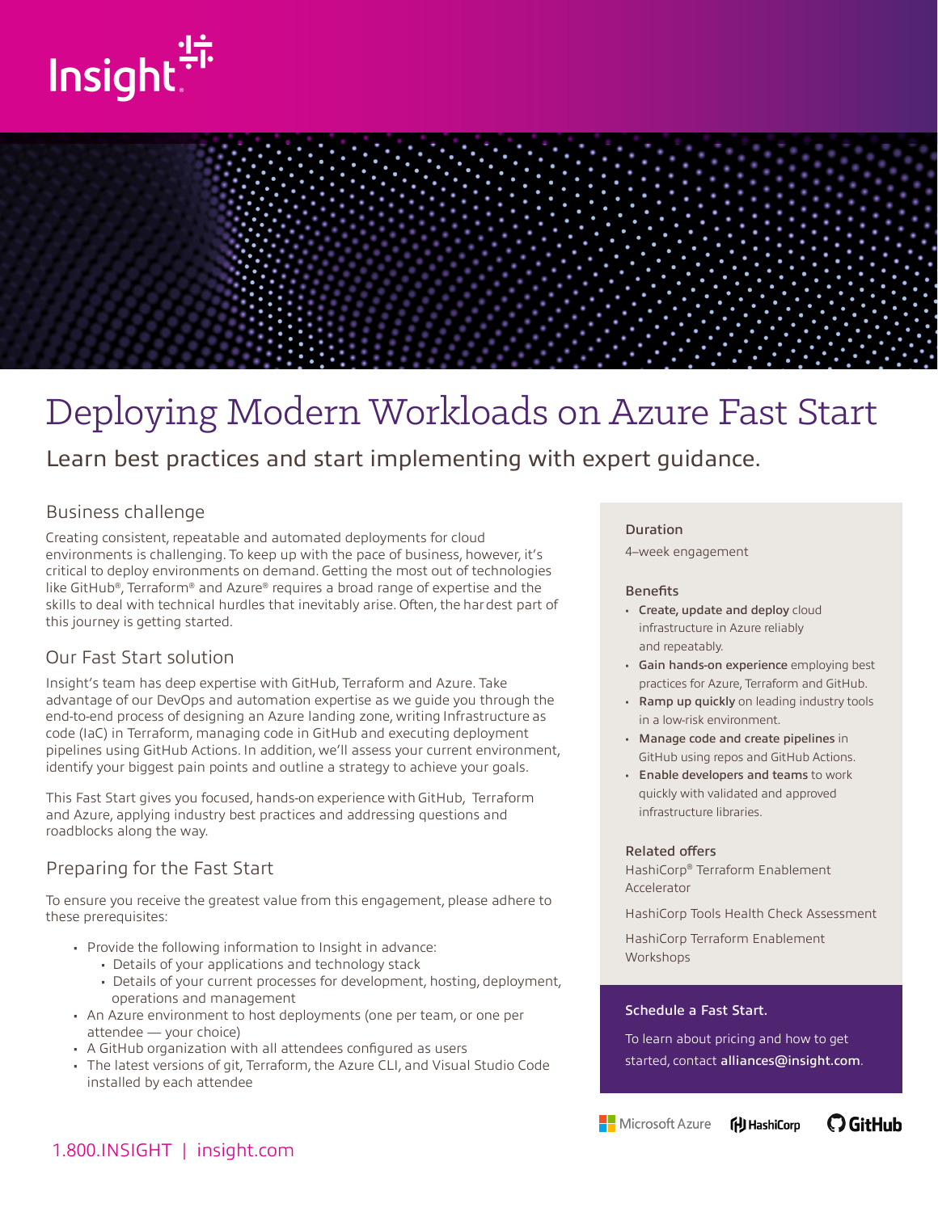# Deploying Modern Workloads on Azure Fast Start

## Learn best practices and start implementing with expert guidance.

### Business challenge

Creating consistent, repeatable and automated deployments for cloud environments is challenging. To keep up with the pace of business, however, it's critical to deploy environments on demand. Getting the most out of technologies like GitHub®, Terraform® and Azure® requires a broad range of expertise and the skills to deal with technical hurdles that inevitably arise. Often, the hardest part of this journey is getting started.

### Our Fast Start solution

Insight's team has deep expertise with GitHub, Terraform and Azure. Take advantage of our DevOps and automation expertise as we guide you through the end-to-end process of designing an Azure landing zone, writing Infrastructure as code (IaC) in Terraform, managing code in GitHub and executing deployment pipelines using GitHub Actions. In addition, we'll assess your current environment, identify your biggest pain points and outline a strategy to achieve your goals.

This Fast Start gives you focused, hands-on experience with GitHub, Terraform and Azure, applying industry best practices and addressing questions and roadblocks along the way.

### Preparing for the Fast Start

To ensure you receive the greatest value from this engagement, please adhere to these prerequisites:

- Provide the following information to Insight in advance:
  - Details of your applications and technology stack
  - Details of your current processes for development, hosting, deployment, operations and management
- An Azure environment to host deployments (one per team, or one per attendee — your choice)
- A GitHub organization with all attendees configured as users
- The latest versions of git, Terraform, the Azure CLI, and Visual Studio Code installed by each attendee

#### Duration

4–week engagement

#### Benefits

- **Create, update and deploy** cloud infrastructure in Azure reliably and repeatably.
- **Gain hands-on experience** employing best practices for Azure, Terraform and GitHub.
- **Ramp up quickly** on leading industry tools in a low-risk environment.
- **Manage code and create pipelines** in GitHub using repos and GitHub Actions.
- **Enable developers and teams** to work quickly with validated and approved infrastructure libraries.

#### Related offers

HashiCorp® Terraform Enablement Accelerator

HashiCorp Tools Health Check Assessment

HashiCorp Terraform Enablement Workshops

#### Schedule a Fast Start.

To learn about pricing and how to get started, contact **alliances@insight.com**.

Microsoft Azure | HashiCorp | GitHub

1.800.INSIGHT | insight.com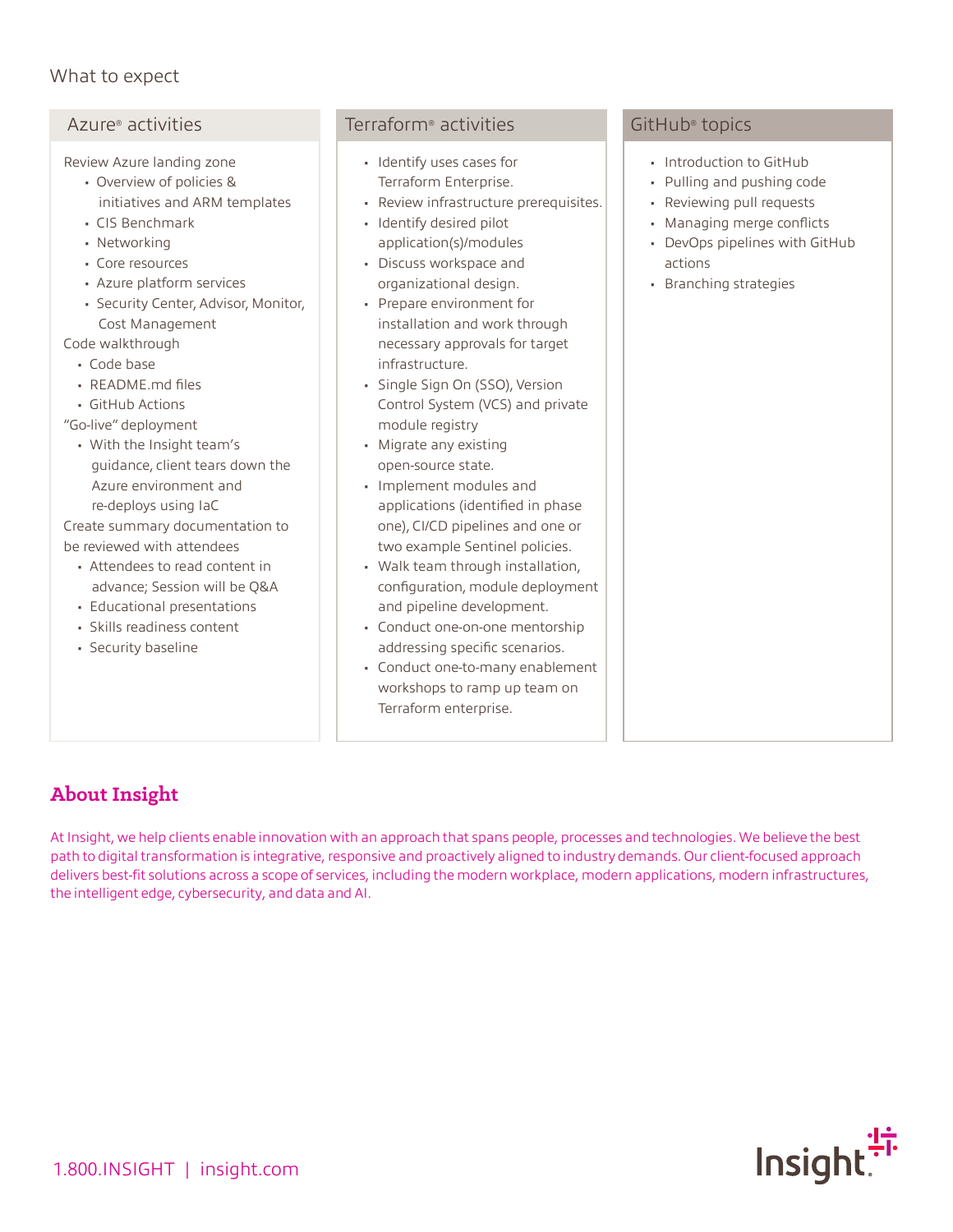What to expect

### Azure® activities

Review Azure landing zone

- Overview of policies & initiatives and ARM templates
- CIS Benchmark
- Networking
- Core resources
- Azure platform services
- Security Center, Advisor, Monitor, Cost Management

Code walkthrough

- Code base
- README.md files
- GitHub Actions

"Go-live" deployment

- With the Insight team's guidance, client tears down the Azure environment and re-deploys using IaC

Create summary documentation to be reviewed with attendees

- Attendees to read content in advance; Session will be Q&A
- Educational presentations
- Skills readiness content
- Security baseline

### Terraform® activities

- Identify uses cases for Terraform Enterprise.
- Review infrastructure prerequisites.
- Identify desired pilot application(s)/modules
- Discuss workspace and organizational design.
- Prepare environment for installation and work through necessary approvals for target infrastructure.
- Single Sign On (SSO), Version Control System (VCS) and private module registry
- Migrate any existing open-source state.
- Implement modules and applications (identified in phase one), CI/CD pipelines and one or two example Sentinel policies.
- Walk team through installation, configuration, module deployment and pipeline development.
- Conduct one-on-one mentorship addressing specific scenarios.
- Conduct one-to-many enablement workshops to ramp up team on Terraform enterprise.

### GitHub® topics

- Introduction to GitHub
- Pulling and pushing code
- Reviewing pull requests
- Managing merge conflicts
- DevOps pipelines with GitHub actions
- Branching strategies

## About Insight

At Insight, we help clients enable innovation with an approach that spans people, processes and technologies. We believe the best path to digital transformation is integrative, responsive and proactively aligned to industry demands. Our client-focused approach delivers best-fit solutions across a scope of services, including the modern workplace, modern applications, modern infrastructures, the intelligent edge, cybersecurity, and data and AI.

1.800.INSIGHT | insight.com